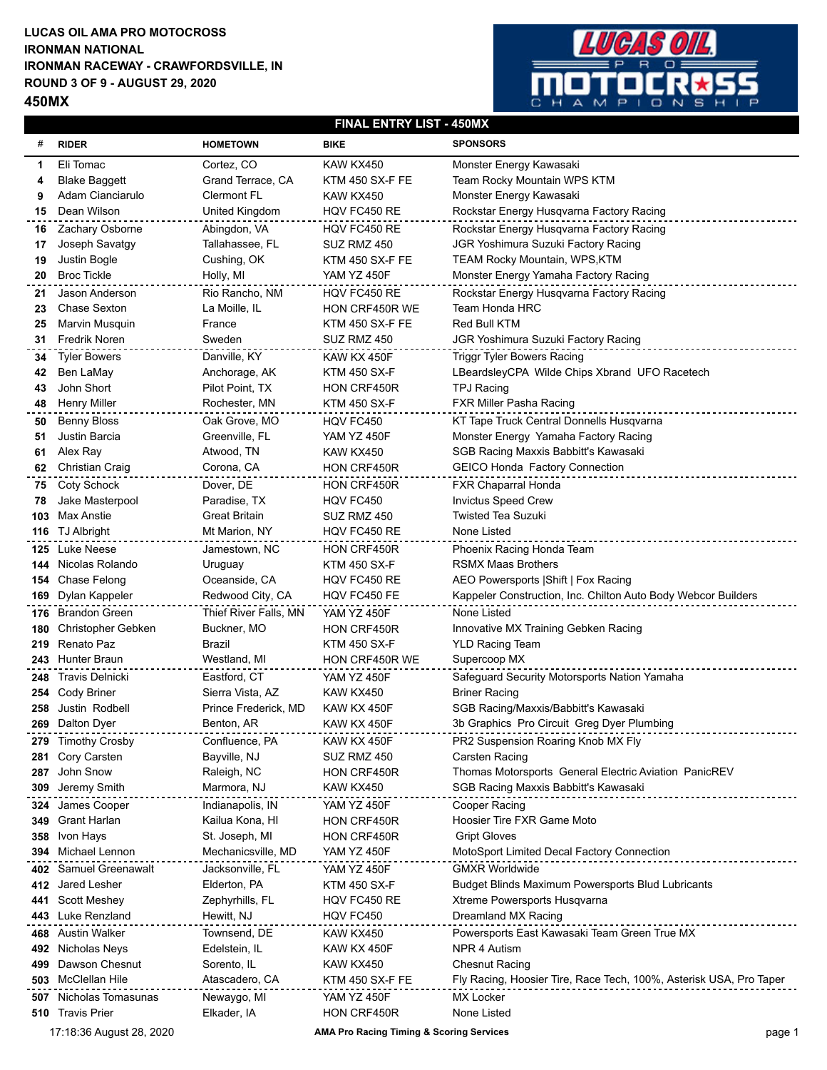**LUCAS OIL AMA PRO MOTOCROSS**
**IRONMAN NATIONAL**
**IRONMAN RACEWAY - CRAWFORDSVILLE, IN**
**ROUND 3 OF 9 - AUGUST 29, 2020**

## 450MX

### FINAL ENTRY LIST - 450MX

| # | RIDER | HOMETOWN | BIKE | SPONSORS |
|---|---|---|---|---|
| 1 | Eli Tomac | Cortez, CO | KAW KX450 | Monster Energy Kawasaki |
| 4 | Blake Baggett | Grand Terrace, CA | KTM 450 SX-F FE | Team Rocky Mountain WPS KTM |
| 9 | Adam Cianciarulo | Clermont FL | KAW KX450 | Monster Energy Kawasaki |
| 15 | Dean Wilson | United Kingdom | HQV FC450 RE | Rockstar Energy Husqvarna Factory Racing |
| 16 | Zachary Osborne | Abingdon, VA | HQV FC450 RE | Rockstar Energy Husqvarna Factory Racing |
| 17 | Joseph Savatgy | Tallahassee, FL | SUZ RMZ 450 | JGR Yoshimura Suzuki Factory Racing |
| 19 | Justin Bogle | Cushing, OK | KTM 450 SX-F FE | TEAM Rocky Mountain, WPS,KTM |
| 20 | Broc Tickle | Holly, MI | YAM YZ 450F | Monster Energy Yamaha Factory Racing |
| 21 | Jason Anderson | Rio Rancho, NM | HQV FC450 RE | Rockstar Energy Husqvarna Factory Racing |
| 23 | Chase Sexton | La Moille, IL | HON CRF450R WE | Team Honda HRC |
| 25 | Marvin Musquin | France | KTM 450 SX-F FE | Red Bull KTM |
| 31 | Fredrik Noren | Sweden | SUZ RMZ 450 | JGR Yoshimura Suzuki Factory Racing |
| 34 | Tyler Bowers | Danville, KY | KAW KX 450F | Triggr Tyler Bowers Racing |
| 42 | Ben LaMay | Anchorage, AK | KTM 450 SX-F | LBeardsleyCPA Wilde Chips Xbrand UFO Racetech |
| 43 | John Short | Pilot Point, TX | HON CRF450R | TPJ Racing |
| 48 | Henry Miller | Rochester, MN | KTM 450 SX-F | FXR Miller Pasha Racing |
| 50 | Benny Bloss | Oak Grove, MO | HQV FC450 | KT Tape Truck Central Donnells Husqvarna |
| 51 | Justin Barcia | Greenville, FL | YAM YZ 450F | Monster Energy Yamaha Factory Racing |
| 61 | Alex Ray | Atwood, TN | KAW KX450 | SGB Racing Maxxis Babbitt's Kawasaki |
| 62 | Christian Craig | Corona, CA | HON CRF450R | GEICO Honda Factory Connection |
| 75 | Coty Schock | Dover, DE | HON CRF450R | FXR Chaparral Honda |
| 78 | Jake Masterpool | Paradise, TX | HQV FC450 | Invictus Speed Crew |
| 103 | Max Anstie | Great Britain | SUZ RMZ 450 | Twisted Tea Suzuki |
| 116 | TJ Albright | Mt Marion, NY | HQV FC450 RE | None Listed |
| 125 | Luke Neese | Jamestown, NC | HON CRF450R | Phoenix Racing Honda Team |
| 144 | Nicolas Rolando | Uruguay | KTM 450 SX-F | RSMX Maas Brothers |
| 154 | Chase Felong | Oceanside, CA | HQV FC450 RE | AEO Powersports \|Shift \| Fox Racing |
| 169 | Dylan Kappeler | Redwood City, CA | HQV FC450 FE | Kappeler Construction, Inc. Chilton Auto Body Webcor Builders |
| 176 | Brandon Green | Thief River Falls, MN | YAM YZ 450F | None Listed |
| 180 | Christopher Gebken | Buckner, MO | HON CRF450R | Innovative MX Training Gebken Racing |
| 219 | Renato Paz | Brazil | KTM 450 SX-F | YLD Racing Team |
| 243 | Hunter Braun | Westland, MI | HON CRF450R WE | Supercoop MX |
| 248 | Travis Delnicki | Eastford, CT | YAM YZ 450F | Safeguard Security Motorsports Nation Yamaha |
| 254 | Cody Briner | Sierra Vista, AZ | KAW KX450 | Briner Racing |
| 258 | Justin Rodbell | Prince Frederick, MD | KAW KX 450F | SGB Racing/Maxxis/Babbitt's Kawasaki |
| 269 | Dalton Dyer | Benton, AR | KAW KX 450F | 3b Graphics Pro Circuit Greg Dyer Plumbing |
| 279 | Timothy Crosby | Confluence, PA | KAW KX 450F | PR2 Suspension Roaring Knob MX Fly |
| 281 | Cory Carsten | Bayville, NJ | SUZ RMZ 450 | Carsten Racing |
| 287 | John Snow | Raleigh, NC | HON CRF450R | Thomas Motorsports General Electric Aviation PanicREV |
| 309 | Jeremy Smith | Marmora, NJ | KAW KX450 | SGB Racing Maxxis Babbitt's Kawasaki |
| 324 | James Cooper | Indianapolis, IN | YAM YZ 450F | Cooper Racing |
| 349 | Grant Harlan | Kailua Kona, HI | HON CRF450R | Hoosier Tire FXR Game Moto |
| 358 | Ivon Hays | St. Joseph, MI | HON CRF450R | Gript Gloves |
| 394 | Michael Lennon | Mechanicsville, MD | YAM YZ 450F | MotoSport Limited Decal Factory Connection |
| 402 | Samuel Greenawalt | Jacksonville, FL | YAM YZ 450F | GMXR Worldwide |
| 412 | Jared Lesher | Elderton, PA | KTM 450 SX-F | Budget Blinds Maximum Powersports Blud Lubricants |
| 441 | Scott Meshey | Zephyrhills, FL | HQV FC450 RE | Xtreme Powersports Husqvarna |
| 443 | Luke Renzland | Hewitt, NJ | HQV FC450 | Dreamland MX Racing |
| 468 | Austin Walker | Townsend, DE | KAW KX450 | Powersports East Kawasaki Team Green True MX |
| 492 | Nicholas Neys | Edelstein, IL | KAW KX 450F | NPR 4 Autism |
| 499 | Dawson Chesnut | Sorento, IL | KAW KX450 | Chesnut Racing |
| 503 | McClellan Hile | Atascadero, CA | KTM 450 SX-F FE | Fly Racing, Hoosier Tire, Race Tech, 100%, Asterisk USA, Pro Taper |
| 507 | Nicholas Tomasunas | Newaygo, MI | YAM YZ 450F | MX Locker |
| 510 | Travis Prier | Elkader, IA | HON CRF450R | None Listed |

17:18:36 August 28, 2020 AMA Pro Racing Timing & Scoring Services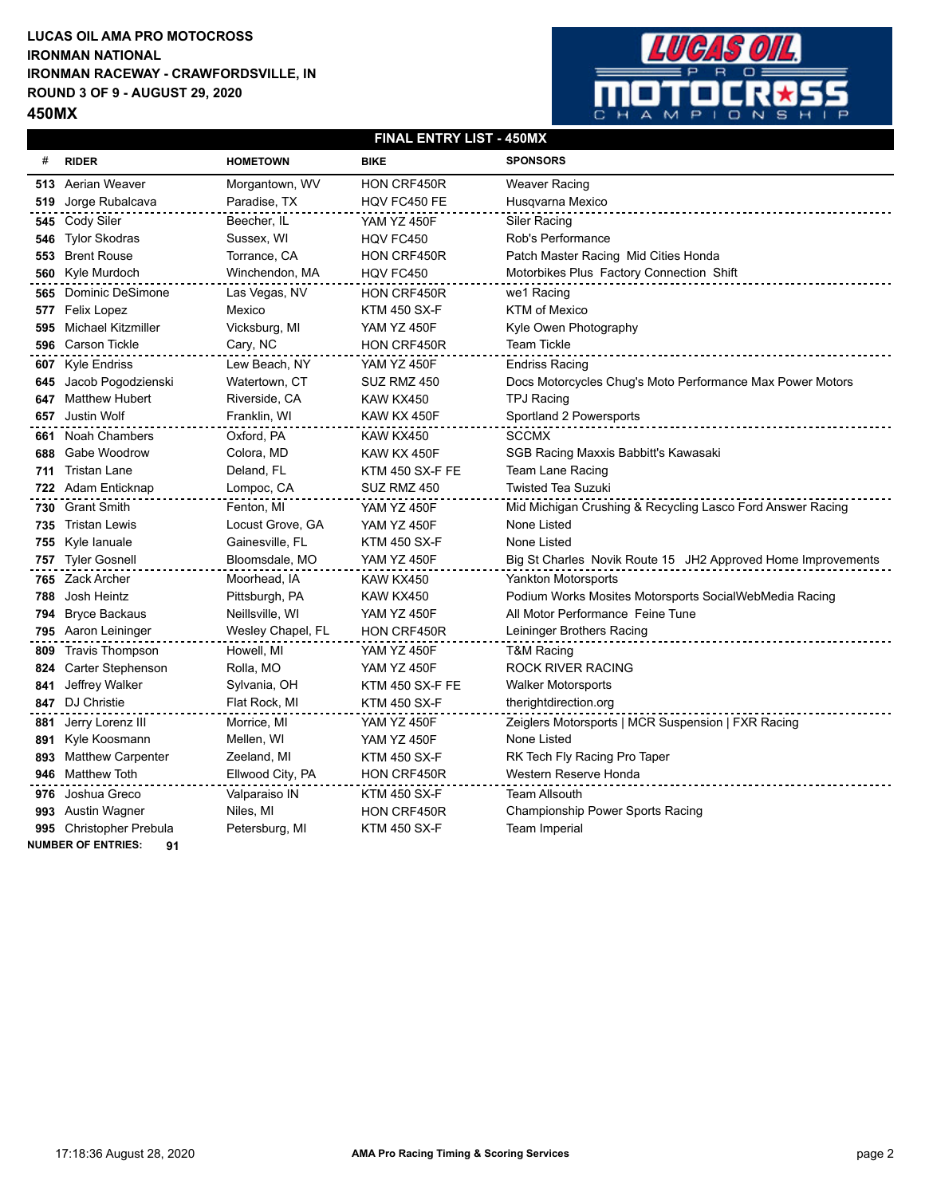**LUCAS OIL AMA PRO MOTOCROSS**
**IRONMAN NATIONAL**
**IRONMAN RACEWAY - CRAWFORDSVILLE, IN**
**ROUND 3 OF 9 - AUGUST 29, 2020**
**450MX**

**FINAL ENTRY LIST - 450MX**

| # | RIDER | HOMETOWN | BIKE | SPONSORS |
|---|---|---|---|---|
| 513 | Aerian Weaver | Morgantown, WV | HON CRF450R | Weaver Racing |
| 519 | Jorge Rubalcava | Paradise, TX | HQV FC450 FE | Husqvarna Mexico |
| 545 | Cody Siler | Beecher, IL | YAM YZ 450F | Siler Racing |
| 546 | Tylor Skodras | Sussex, WI | HQV FC450 | Rob's Performance |
| 553 | Brent Rouse | Torrance, CA | HON CRF450R | Patch Master Racing Mid Cities Honda |
| 560 | Kyle Murdoch | Winchendon, MA | HQV FC450 | Motorbikes Plus Factory Connection Shift |
| 565 | Dominic DeSimone | Las Vegas, NV | HON CRF450R | we1 Racing |
| 577 | Felix Lopez | Mexico | KTM 450 SX-F | KTM of Mexico |
| 595 | Michael Kitzmiller | Vicksburg, MI | YAM YZ 450F | Kyle Owen Photography |
| 596 | Carson Tickle | Cary, NC | HON CRF450R | Team Tickle |
| 607 | Kyle Endriss | Lew Beach, NY | YAM YZ 450F | Endriss Racing |
| 645 | Jacob Pogodzienski | Watertown, CT | SUZ RMZ 450 | Docs Motorcycles Chug's Moto Performance Max Power Motors |
| 647 | Matthew Hubert | Riverside, CA | KAW KX450 | TPJ Racing |
| 657 | Justin Wolf | Franklin, WI | KAW KX 450F | Sportland 2 Powersports |
| 661 | Noah Chambers | Oxford, PA | KAW KX450 | SCCMX |
| 688 | Gabe Woodrow | Colora, MD | KAW KX 450F | SGB Racing Maxxis Babbitt's Kawasaki |
| 711 | Tristan Lane | Deland, FL | KTM 450 SX-F FE | Team Lane Racing |
| 722 | Adam Enticknap | Lompoc, CA | SUZ RMZ 450 | Twisted Tea Suzuki |
| 730 | Grant Smith | Fenton, MI | YAM YZ 450F | Mid Michigan Crushing & Recycling Lasco Ford Answer Racing |
| 735 | Tristan Lewis | Locust Grove, GA | YAM YZ 450F | None Listed |
| 755 | Kyle Ianuale | Gainesville, FL | KTM 450 SX-F | None Listed |
| 757 | Tyler Gosnell | Bloomsdale, MO | YAM YZ 450F | Big St Charles Novik Route 15 JH2 Approved Home Improvements |
| 765 | Zack Archer | Moorhead, IA | KAW KX450 | Yankton Motorsports |
| 788 | Josh Heintz | Pittsburgh, PA | KAW KX450 | Podium Works Mosites Motorsports SocialWebMedia Racing |
| 794 | Bryce Backaus | Neillsville, WI | YAM YZ 450F | All Motor Performance Feine Tune |
| 795 | Aaron Leininger | Wesley Chapel, FL | HON CRF450R | Leininger Brothers Racing |
| 809 | Travis Thompson | Howell, MI | YAM YZ 450F | T&M Racing |
| 824 | Carter Stephenson | Rolla, MO | YAM YZ 450F | ROCK RIVER RACING |
| 841 | Jeffrey Walker | Sylvania, OH | KTM 450 SX-F FE | Walker Motorsports |
| 847 | DJ Christie | Flat Rock, MI | KTM 450 SX-F | therightdirection.org |
| 881 | Jerry Lorenz III | Morrice, MI | YAM YZ 450F | Zeiglers Motorsports \| MCR Suspension \| FXR Racing |
| 891 | Kyle Koosmann | Mellen, WI | YAM YZ 450F | None Listed |
| 893 | Matthew Carpenter | Zeeland, MI | KTM 450 SX-F | RK Tech Fly Racing Pro Taper |
| 946 | Matthew Toth | Ellwood City, PA | HON CRF450R | Western Reserve Honda |
| 976 | Joshua Greco | Valparaiso IN | KTM 450 SX-F | Team Allsouth |
| 993 | Austin Wagner | Niles, MI | HON CRF450R | Championship Power Sports Racing |
| 995 | Christopher Prebula | Petersburg, MI | KTM 450 SX-F | Team Imperial |

**NUMBER OF ENTRIES: 91**

17:18:36 August 28, 2020 **AMA Pro Racing Timing & Scoring Services**